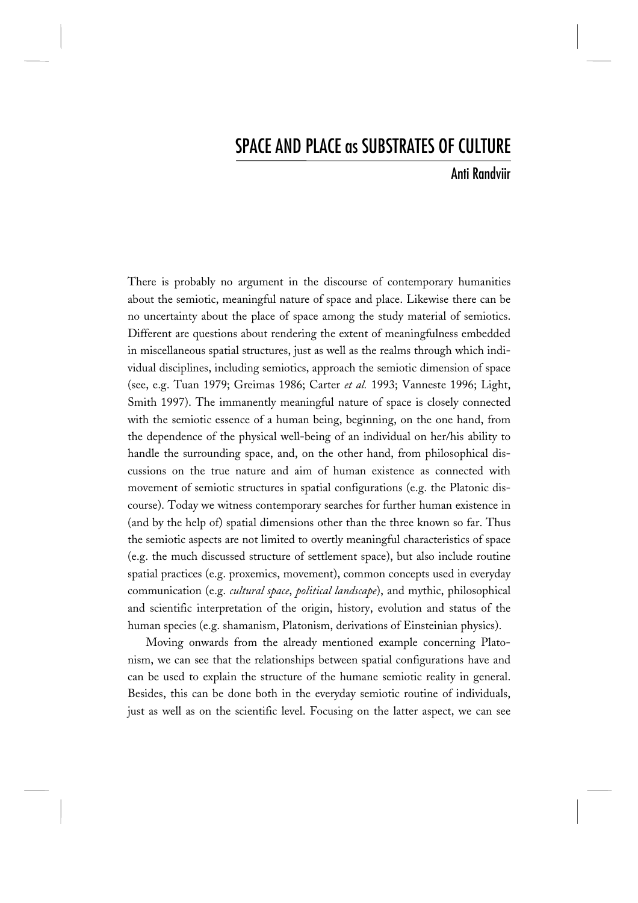# SPACE AND PLACE as SUBSTRATES OF CULTURE

Anti Randviir

There is probably no argument in the discourse of contemporary humanities about the semiotic, meaningful nature of space and place. Likewise there can be no uncertainty about the place of space among the study material of semiotics. Different are questions about rendering the extent of meaningfulness embedded in miscellaneous spatial structures, just as well as the realms through which individual disciplines, including semiotics, approach the semiotic dimension of space (see, e.g. Tuan 1979; Greimas 1986; Carter *et al.* 1993; Vanneste 1996; Light, Smith 1997). The immanently meaningful nature of space is closely connected with the semiotic essence of a human being, beginning, on the one hand, from the dependence of the physical well-being of an individual on her/his ability to handle the surrounding space, and, on the other hand, from philosophical discussions on the true nature and aim of human existence as connected with movement of semiotic structures in spatial configurations (e.g. the Platonic discourse). Today we witness contemporary searches for further human existence in (and by the help of) spatial dimensions other than the three known so far. Thus the semiotic aspects are not limited to overtly meaningful characteristics of space (e.g. the much discussed structure of settlement space), but also include routine spatial practices (e.g. proxemics, movement), common concepts used in everyday communication (e.g. *cultural space*, *political landscape*), and mythic, philosophical and scientific interpretation of the origin, history, evolution and status of the human species (e.g. shamanism, Platonism, derivations of Einsteinian physics).

Moving onwards from the already mentioned example concerning Platonism, we can see that the relationships between spatial configurations have and can be used to explain the structure of the humane semiotic reality in general. Besides, this can be done both in the everyday semiotic routine of individuals, just as well as on the scientific level. Focusing on the latter aspect, we can see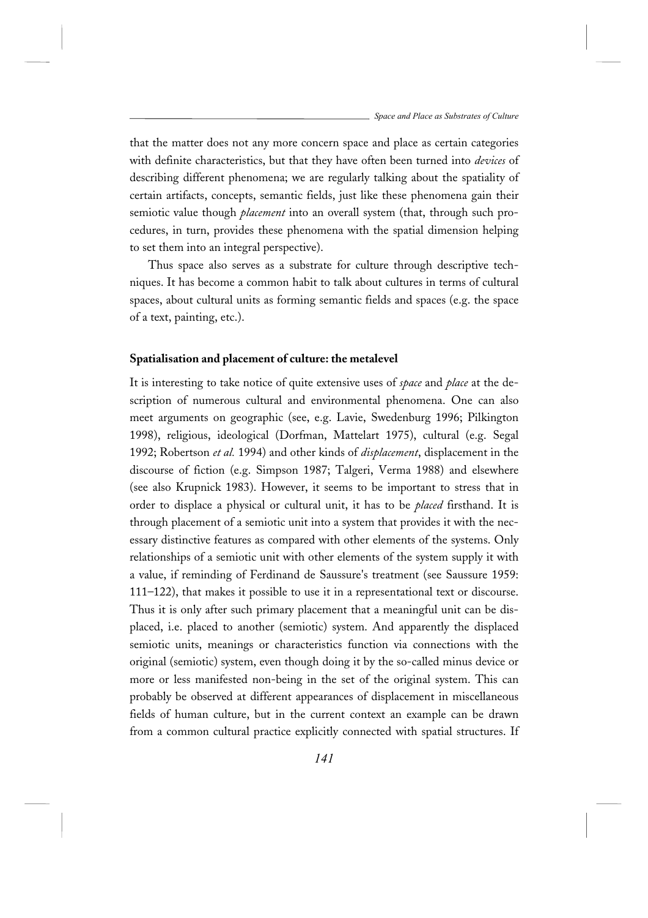that the matter does not any more concern space and place as certain categories with definite characteristics, but that they have often been turned into *devices* of describing different phenomena; we are regularly talking about the spatiality of certain artifacts, concepts, semantic fields, just like these phenomena gain their semiotic value though *placement* into an overall system (that, through such procedures, in turn, provides these phenomena with the spatial dimension helping to set them into an integral perspective).

Thus space also serves as a substrate for culture through descriptive techniques. It has become a common habit to talk about cultures in terms of cultural spaces, about cultural units as forming semantic fields and spaces (e.g. the space of a text, painting, etc.).

## Spatialisation and placement of culture: the metalevel

It is interesting to take notice of quite extensive uses of *space* and *place* at the description of numerous cultural and environmental phenomena. One can also meet arguments on geographic (see, e.g. Lavie, Swedenburg 1996; Pilkington 1998), religious, ideological (Dorfman, Mattelart 1975), cultural (e.g. Segal 1992; Robertson *et al.* 1994) and other kinds of *displacement*, displacement in the discourse of fiction (e.g. Simpson 1987; Talgeri, Verma 1988) and elsewhere (see also Krupnick 1983). However, it seems to be important to stress that in order to displace a physical or cultural unit, it has to be *placed* firsthand. It is through placement of a semiotic unit into a system that provides it with the necessary distinctive features as compared with other elements of the systems. Only relationships of a semiotic unit with other elements of the system supply it with a value, if reminding of Ferdinand de Saussure's treatment (see Saussure 1959: 111–122), that makes it possible to use it in a representational text or discourse. Thus it is only after such primary placement that a meaningful unit can be displaced, i.e. placed to another (semiotic) system. And apparently the displaced semiotic units, meanings or characteristics function via connections with the original (semiotic) system, even though doing it by the so-called minus device or more or less manifested non-being in the set of the original system. This can probably be observed at different appearances of displacement in miscellaneous fields of human culture, but in the current context an example can be drawn from a common cultural practice explicitly connected with spatial structures. If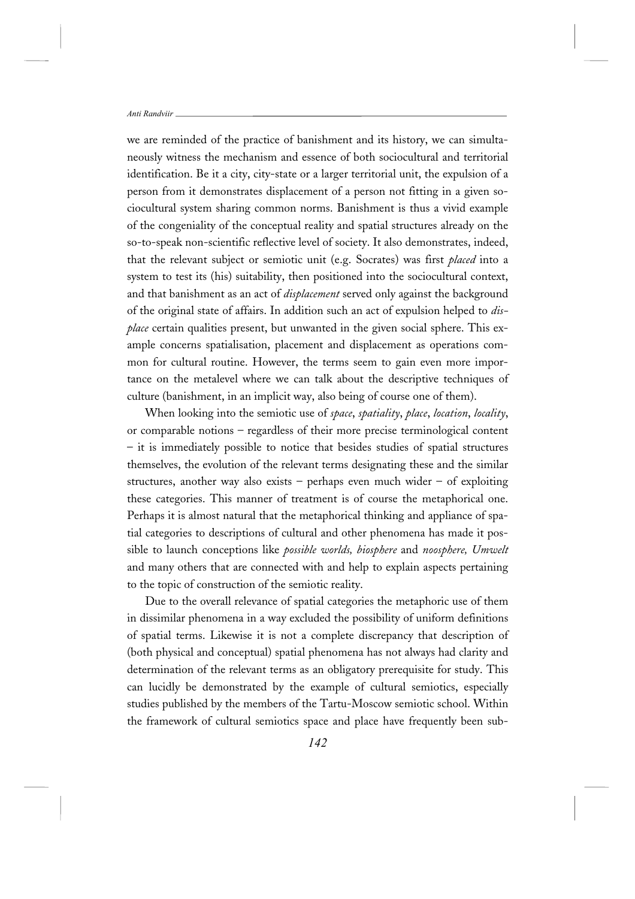we are reminded of the practice of banishment and its history, we can simultaneously witness the mechanism and essence of both sociocultural and territorial identification. Be it a city, city-state or a larger territorial unit, the expulsion of a person from it demonstrates displacement of a person not fitting in a given sociocultural system sharing common norms. Banishment is thus a vivid example of the congeniality of the conceptual reality and spatial structures already on the so-to-speak non-scientific reflective level of society. It also demonstrates, indeed, that the relevant subject or semiotic unit (e.g. Socrates) was first *placed* into a system to test its (his) suitability, then positioned into the sociocultural context, and that banishment as an act of *displacement* served only against the background of the original state of affairs. In addition such an act of expulsion helped to *displace* certain qualities present, but unwanted in the given social sphere. This example concerns spatialisation, placement and displacement as operations common for cultural routine. However, the terms seem to gain even more importance on the metalevel where we can talk about the descriptive techniques of culture (banishment, in an implicit way, also being of course one of them).

When looking into the semiotic use of *space*, *spatiality*, *place*, *location*, *locality*, or comparable notions – regardless of their more precise terminological content – it is immediately possible to notice that besides studies of spatial structures themselves, the evolution of the relevant terms designating these and the similar structures, another way also exists – perhaps even much wider – of exploiting these categories. This manner of treatment is of course the metaphorical one. Perhaps it is almost natural that the metaphorical thinking and appliance of spatial categories to descriptions of cultural and other phenomena has made it possible to launch conceptions like *possible worlds, biosphere* and *noosphere, Umwelt* and many others that are connected with and help to explain aspects pertaining to the topic of construction of the semiotic reality.

Due to the overall relevance of spatial categories the metaphoric use of them in dissimilar phenomena in a way excluded the possibility of uniform definitions of spatial terms. Likewise it is not a complete discrepancy that description of (both physical and conceptual) spatial phenomena has not always had clarity and determination of the relevant terms as an obligatory prerequisite for study. This can lucidly be demonstrated by the example of cultural semiotics, especially studies published by the members of the Tartu-Moscow semiotic school. Within the framework of cultural semiotics space and place have frequently been sub-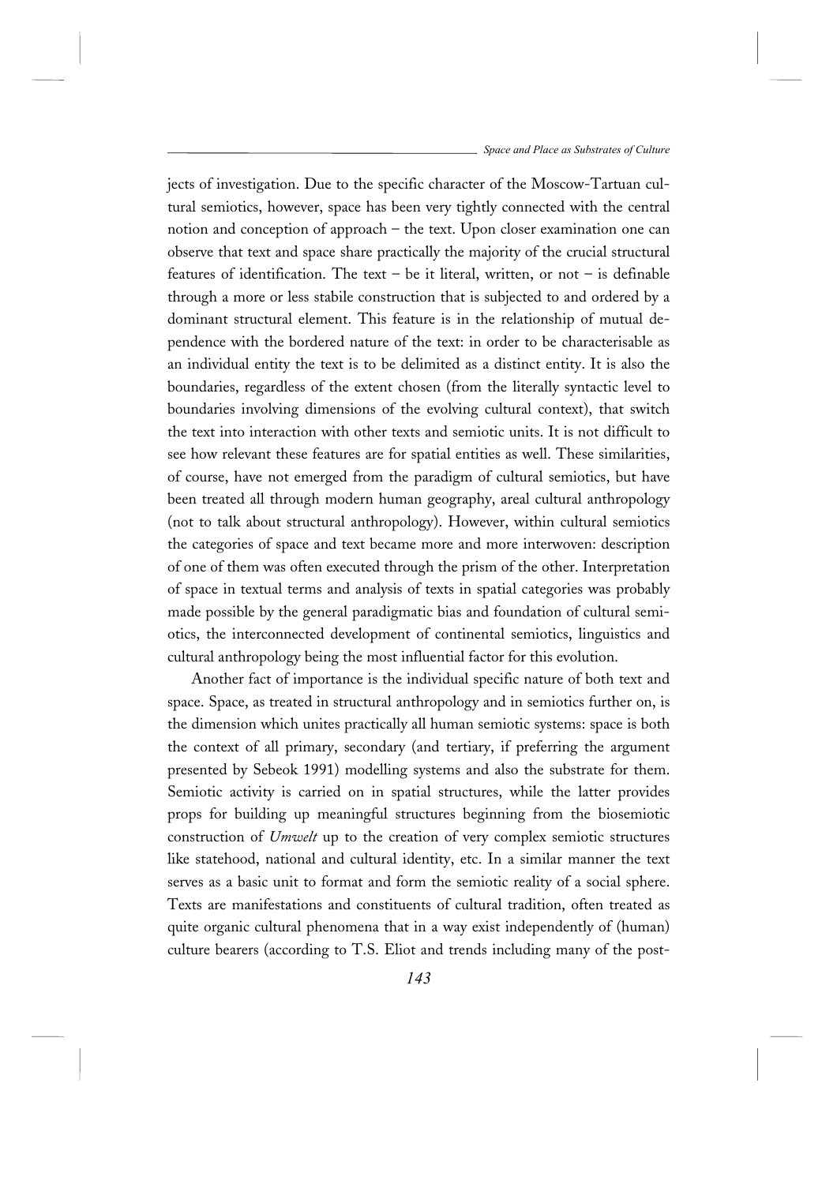jects of investigation. Due to the specific character of the Moscow-Tartuan cultural semiotics, however, space has been very tightly connected with the central notion and conception of approach – the text. Upon closer examination one can observe that text and space share practically the majority of the crucial structural features of identification. The text – be it literal, written, or not – is definable through a more or less stabile construction that is subjected to and ordered by a dominant structural element. This feature is in the relationship of mutual dependence with the bordered nature of the text: in order to be characterisable as an individual entity the text is to be delimited as a distinct entity. It is also the boundaries, regardless of the extent chosen (from the literally syntactic level to boundaries involving dimensions of the evolving cultural context), that switch the text into interaction with other texts and semiotic units. It is not difficult to see how relevant these features are for spatial entities as well. These similarities, of course, have not emerged from the paradigm of cultural semiotics, but have been treated all through modern human geography, areal cultural anthropology (not to talk about structural anthropology). However, within cultural semiotics the categories of space and text became more and more interwoven: description of one of them was often executed through the prism of the other. Interpretation of space in textual terms and analysis of texts in spatial categories was probably made possible by the general paradigmatic bias and foundation of cultural semiotics, the interconnected development of continental semiotics, linguistics and cultural anthropology being the most influential factor for this evolution.

Another fact of importance is the individual specific nature of both text and space. Space, as treated in structural anthropology and in semiotics further on, is the dimension which unites practically all human semiotic systems: space is both the context of all primary, secondary (and tertiary, if preferring the argument presented by Sebeok 1991) modelling systems and also the substrate for them. Semiotic activity is carried on in spatial structures, while the latter provides props for building up meaningful structures beginning from the biosemiotic construction of *Umwelt* up to the creation of very complex semiotic structures like statehood, national and cultural identity, etc. In a similar manner the text serves as a basic unit to format and form the semiotic reality of a social sphere. Texts are manifestations and constituents of cultural tradition, often treated as quite organic cultural phenomena that in a way exist independently of (human) culture bearers (according to T.S. Eliot and trends including many of the post-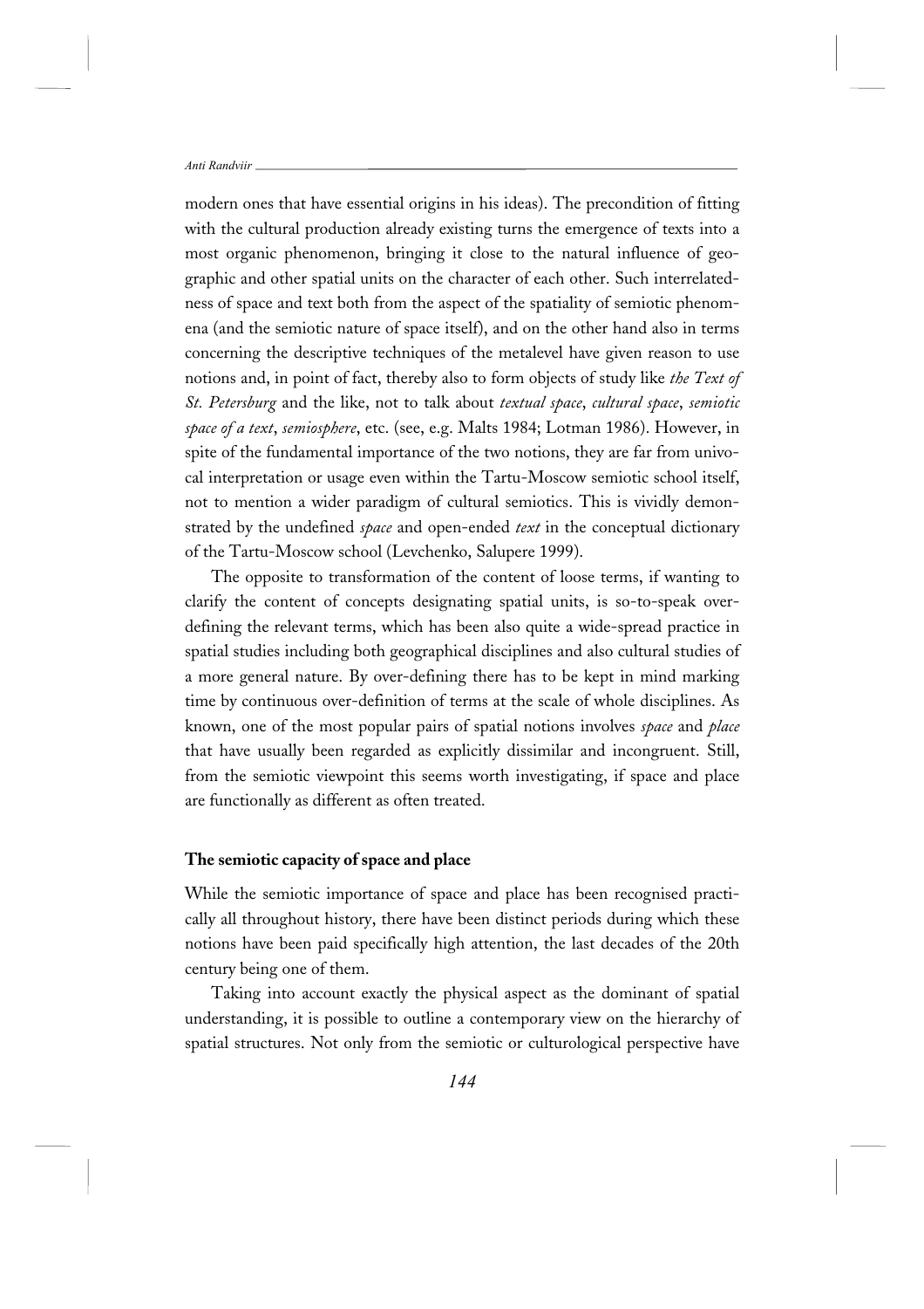modern ones that have essential origins in his ideas). The precondition of fitting with the cultural production already existing turns the emergence of texts into a most organic phenomenon, bringing it close to the natural influence of geographic and other spatial units on the character of each other. Such interrelatedness of space and text both from the aspect of the spatiality of semiotic phenomena (and the semiotic nature of space itself), and on the other hand also in terms concerning the descriptive techniques of the metalevel have given reason to use notions and, in point of fact, thereby also to form objects of study like *the Text of St. Petersburg* and the like, not to talk about *textual space*, *cultural space*, *semiotic space of a text*, *semiosphere*, etc. (see, e.g. Malts 1984; Lotman 1986). However, in spite of the fundamental importance of the two notions, they are far from univocal interpretation or usage even within the Tartu-Moscow semiotic school itself, not to mention a wider paradigm of cultural semiotics. This is vividly demonstrated by the undefined *space* and open-ended *text* in the conceptual dictionary of the Tartu-Moscow school (Levchenko, Salupere 1999).

The opposite to transformation of the content of loose terms, if wanting to clarify the content of concepts designating spatial units, is so-to-speak over-defining the relevant terms, which has been also quite a wide-spread practice in spatial studies including both geographical disciplines and also cultural studies of a more general nature. By over-defining there has to be kept in mind marking time by continuous over-definition of terms at the scale of whole disciplines. As known, one of the most popular pairs of spatial notions involves *space* and *place* that have usually been regarded as explicitly dissimilar and incongruent. Still, from the semiotic viewpoint this seems worth investigating, if space and place are functionally as different as often treated.

## The semiotic capacity of space and place

While the semiotic importance of space and place has been recognised practically all throughout history, there have been distinct periods during which these notions have been paid specifically high attention, the last decades of the 20th century being one of them.

Taking into account exactly the physical aspect as the dominant of spatial understanding, it is possible to outline a contemporary view on the hierarchy of spatial structures. Not only from the semiotic or culturological perspective have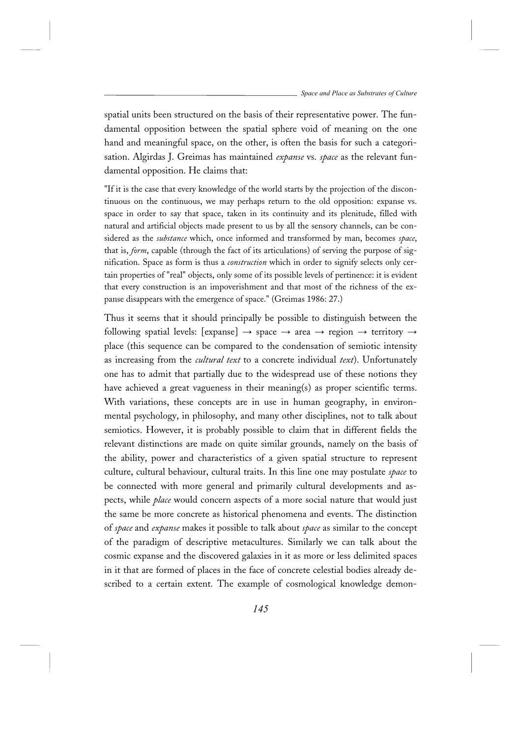spatial units been structured on the basis of their representative power. The fundamental opposition between the spatial sphere void of meaning on the one hand and meaningful space, on the other, is often the basis for such a categorisation. Algirdas J. Greimas has maintained *expanse* vs. *space* as the relevant fundamental opposition. He claims that:

> "If it is the case that every knowledge of the world starts by the projection of the discontinuous on the continuous, we may perhaps return to the old opposition: expanse vs. space in order to say that space, taken in its continuity and its plenitude, filled with natural and artificial objects made present to us by all the sensory channels, can be considered as the *substance* which, once informed and transformed by man, becomes *space*, that is, *form*, capable (through the fact of its articulations) of serving the purpose of signification. Space as form is thus a *construction* which in order to signify selects only certain properties of "real" objects, only some of its possible levels of pertinence: it is evident that every construction is an impoverishment and that most of the richness of the expanse disappears with the emergence of space." (Greimas 1986: 27.)

Thus it seems that it should principally be possible to distinguish between the following spatial levels: [expanse] → space → area → region → territory → place (this sequence can be compared to the condensation of semiotic intensity as increasing from the *cultural text* to a concrete individual *text*). Unfortunately one has to admit that partially due to the widespread use of these notions they have achieved a great vagueness in their meaning(s) as proper scientific terms. With variations, these concepts are in use in human geography, in environmental psychology, in philosophy, and many other disciplines, not to talk about semiotics. However, it is probably possible to claim that in different fields the relevant distinctions are made on quite similar grounds, namely on the basis of the ability, power and characteristics of a given spatial structure to represent culture, cultural behaviour, cultural traits. In this line one may postulate *space* to be connected with more general and primarily cultural developments and aspects, while *place* would concern aspects of a more social nature that would just the same be more concrete as historical phenomena and events. The distinction of *space* and *expanse* makes it possible to talk about *space* as similar to the concept of the paradigm of descriptive metacultures. Similarly we can talk about the cosmic expanse and the discovered galaxies in it as more or less delimited spaces in it that are formed of places in the face of concrete celestial bodies already described to a certain extent. The example of cosmological knowledge demon-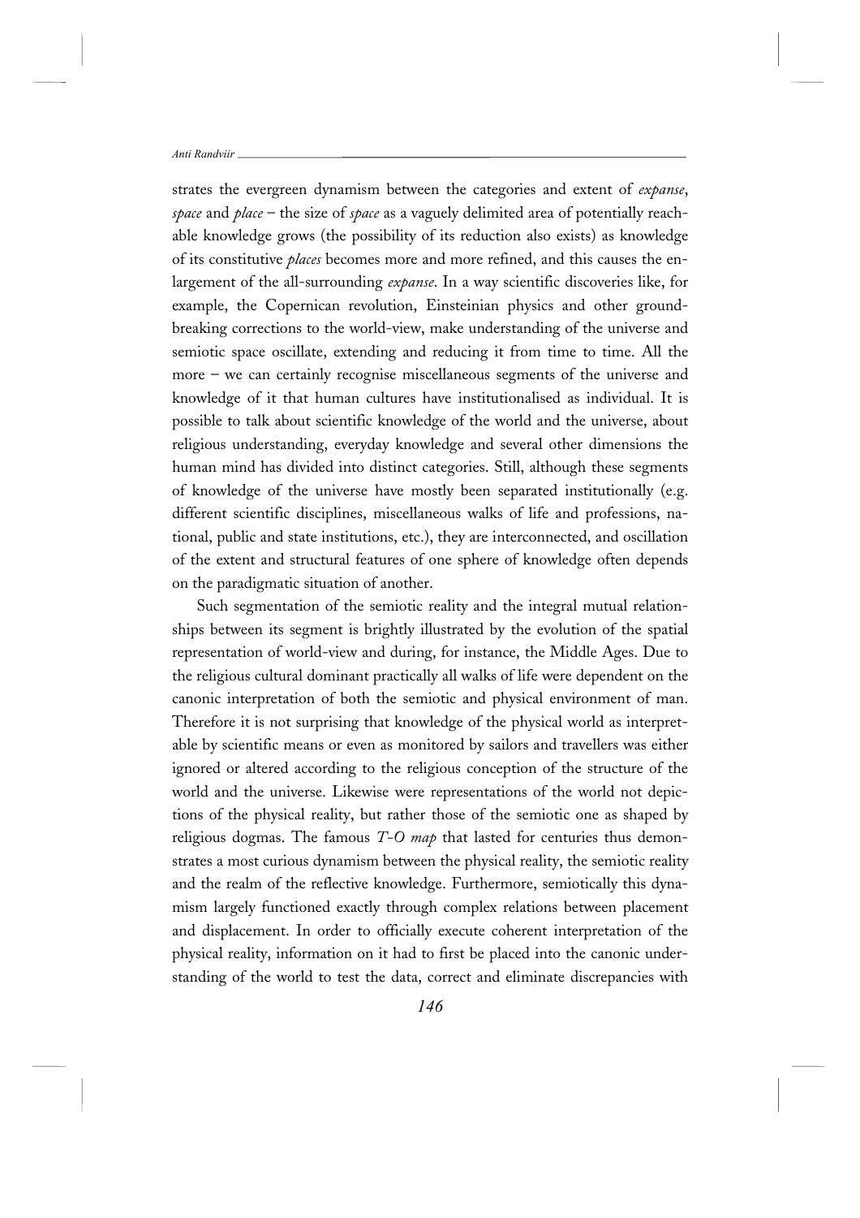strates the evergreen dynamism between the categories and extent of *expanse*, *space* and *place* – the size of *space* as a vaguely delimited area of potentially reachable knowledge grows (the possibility of its reduction also exists) as knowledge of its constitutive *places* becomes more and more refined, and this causes the enlargement of the all-surrounding *expanse*. In a way scientific discoveries like, for example, the Copernican revolution, Einsteinian physics and other groundbreaking corrections to the world-view, make understanding of the universe and semiotic space oscillate, extending and reducing it from time to time. All the more – we can certainly recognise miscellaneous segments of the universe and knowledge of it that human cultures have institutionalised as individual. It is possible to talk about scientific knowledge of the world and the universe, about religious understanding, everyday knowledge and several other dimensions the human mind has divided into distinct categories. Still, although these segments of knowledge of the universe have mostly been separated institutionally (e.g. different scientific disciplines, miscellaneous walks of life and professions, national, public and state institutions, etc.), they are interconnected, and oscillation of the extent and structural features of one sphere of knowledge often depends on the paradigmatic situation of another.

Such segmentation of the semiotic reality and the integral mutual relationships between its segment is brightly illustrated by the evolution of the spatial representation of world-view and during, for instance, the Middle Ages. Due to the religious cultural dominant practically all walks of life were dependent on the canonic interpretation of both the semiotic and physical environment of man. Therefore it is not surprising that knowledge of the physical world as interpretable by scientific means or even as monitored by sailors and travellers was either ignored or altered according to the religious conception of the structure of the world and the universe. Likewise were representations of the world not depictions of the physical reality, but rather those of the semiotic one as shaped by religious dogmas. The famous *T-O map* that lasted for centuries thus demonstrates a most curious dynamism between the physical reality, the semiotic reality and the realm of the reflective knowledge. Furthermore, semiotically this dynamism largely functioned exactly through complex relations between placement and displacement. In order to officially execute coherent interpretation of the physical reality, information on it had to first be placed into the canonic understanding of the world to test the data, correct and eliminate discrepancies with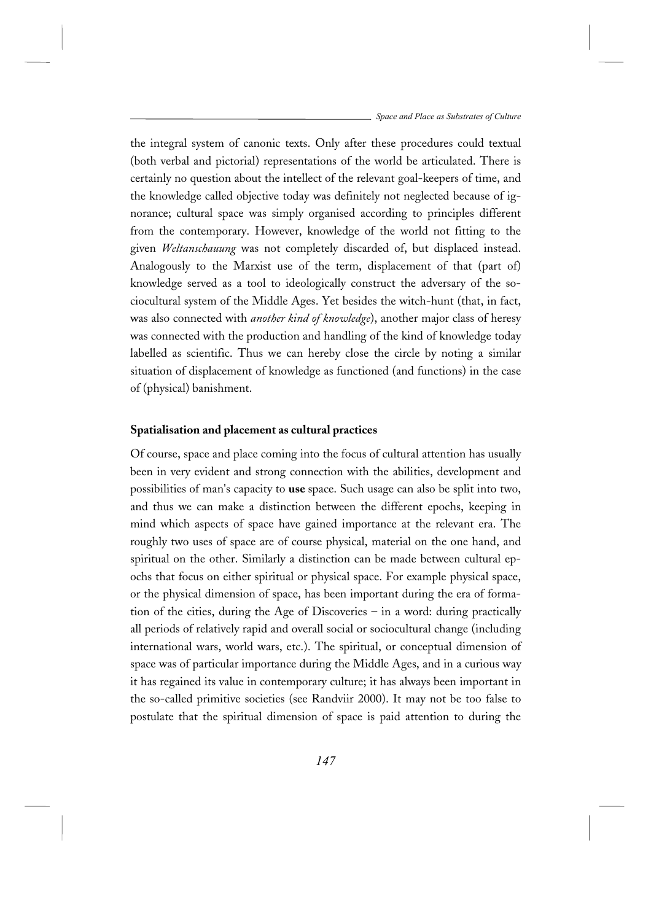the integral system of canonic texts. Only after these procedures could textual (both verbal and pictorial) representations of the world be articulated. There is certainly no question about the intellect of the relevant goal-keepers of time, and the knowledge called objective today was definitely not neglected because of ignorance; cultural space was simply organised according to principles different from the contemporary. However, knowledge of the world not fitting to the given *Weltanschauung* was not completely discarded of, but displaced instead. Analogously to the Marxist use of the term, displacement of that (part of) knowledge served as a tool to ideologically construct the adversary of the sociocultural system of the Middle Ages. Yet besides the witch-hunt (that, in fact, was also connected with *another kind of knowledge*), another major class of heresy was connected with the production and handling of the kind of knowledge today labelled as scientific. Thus we can hereby close the circle by noting a similar situation of displacement of knowledge as functioned (and functions) in the case of (physical) banishment.

### Spatialisation and placement as cultural practices

Of course, space and place coming into the focus of cultural attention has usually been in very evident and strong connection with the abilities, development and possibilities of man's capacity to **use** space. Such usage can also be split into two, and thus we can make a distinction between the different epochs, keeping in mind which aspects of space have gained importance at the relevant era. The roughly two uses of space are of course physical, material on the one hand, and spiritual on the other. Similarly a distinction can be made between cultural epochs that focus on either spiritual or physical space. For example physical space, or the physical dimension of space, has been important during the era of formation of the cities, during the Age of Discoveries – in a word: during practically all periods of relatively rapid and overall social or sociocultural change (including international wars, world wars, etc.). The spiritual, or conceptual dimension of space was of particular importance during the Middle Ages, and in a curious way it has regained its value in contemporary culture; it has always been important in the so-called primitive societies (see Randviir 2000). It may not be too false to postulate that the spiritual dimension of space is paid attention to during the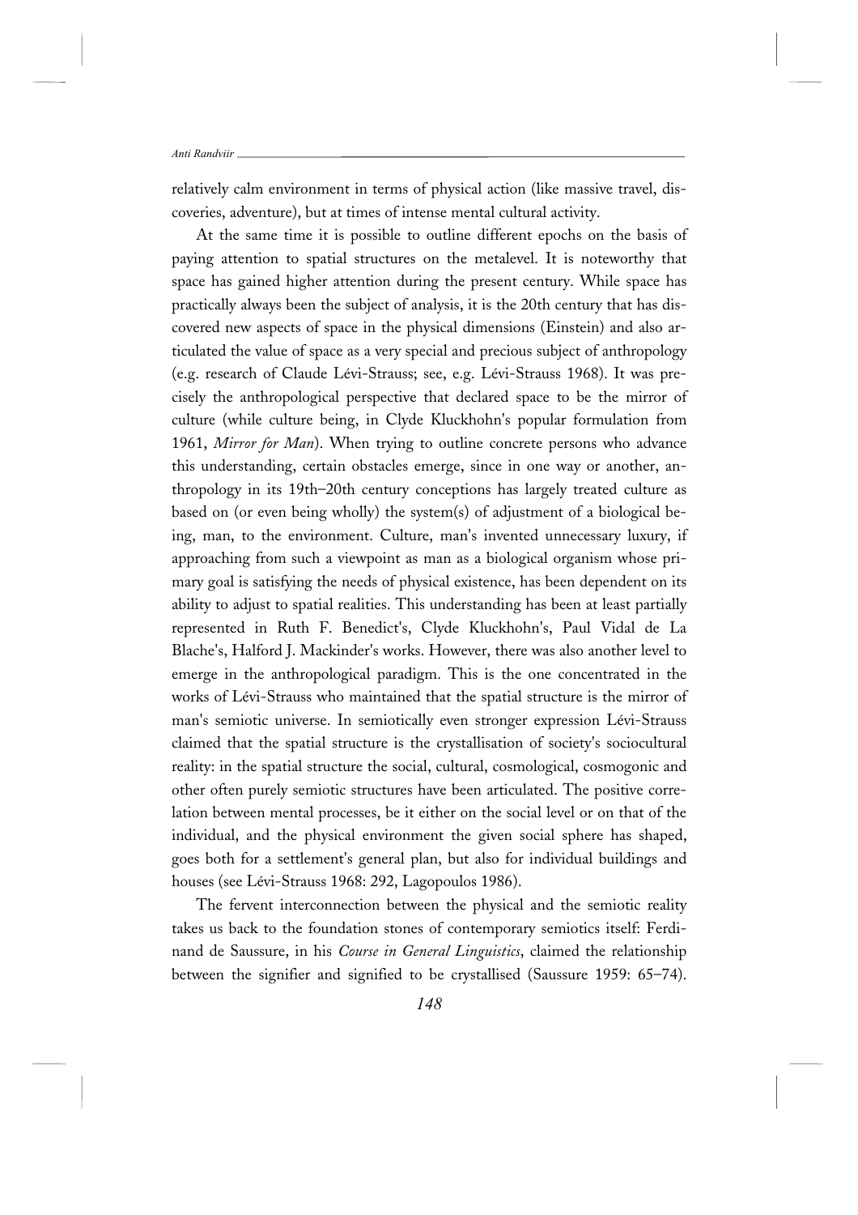relatively calm environment in terms of physical action (like massive travel, discoveries, adventure), but at times of intense mental cultural activity.

At the same time it is possible to outline different epochs on the basis of paying attention to spatial structures on the metalevel. It is noteworthy that space has gained higher attention during the present century. While space has practically always been the subject of analysis, it is the 20th century that has discovered new aspects of space in the physical dimensions (Einstein) and also articulated the value of space as a very special and precious subject of anthropology (e.g. research of Claude Lévi-Strauss; see, e.g. Lévi-Strauss 1968). It was precisely the anthropological perspective that declared space to be the mirror of culture (while culture being, in Clyde Kluckhohn's popular formulation from 1961, *Mirror for Man*). When trying to outline concrete persons who advance this understanding, certain obstacles emerge, since in one way or another, anthropology in its 19th–20th century conceptions has largely treated culture as based on (or even being wholly) the system(s) of adjustment of a biological being, man, to the environment. Culture, man's invented unnecessary luxury, if approaching from such a viewpoint as man as a biological organism whose primary goal is satisfying the needs of physical existence, has been dependent on its ability to adjust to spatial realities. This understanding has been at least partially represented in Ruth F. Benedict's, Clyde Kluckhohn's, Paul Vidal de La Blache's, Halford J. Mackinder's works. However, there was also another level to emerge in the anthropological paradigm. This is the one concentrated in the works of Lévi-Strauss who maintained that the spatial structure is the mirror of man's semiotic universe. In semiotically even stronger expression Lévi-Strauss claimed that the spatial structure is the crystallisation of society's sociocultural reality: in the spatial structure the social, cultural, cosmological, cosmogonic and other often purely semiotic structures have been articulated. The positive correlation between mental processes, be it either on the social level or on that of the individual, and the physical environment the given social sphere has shaped, goes both for a settlement's general plan, but also for individual buildings and houses (see Lévi-Strauss 1968: 292, Lagopoulos 1986).

The fervent interconnection between the physical and the semiotic reality takes us back to the foundation stones of contemporary semiotics itself: Ferdinand de Saussure, in his *Course in General Linguistics*, claimed the relationship between the signifier and signified to be crystallised (Saussure 1959: 65–74).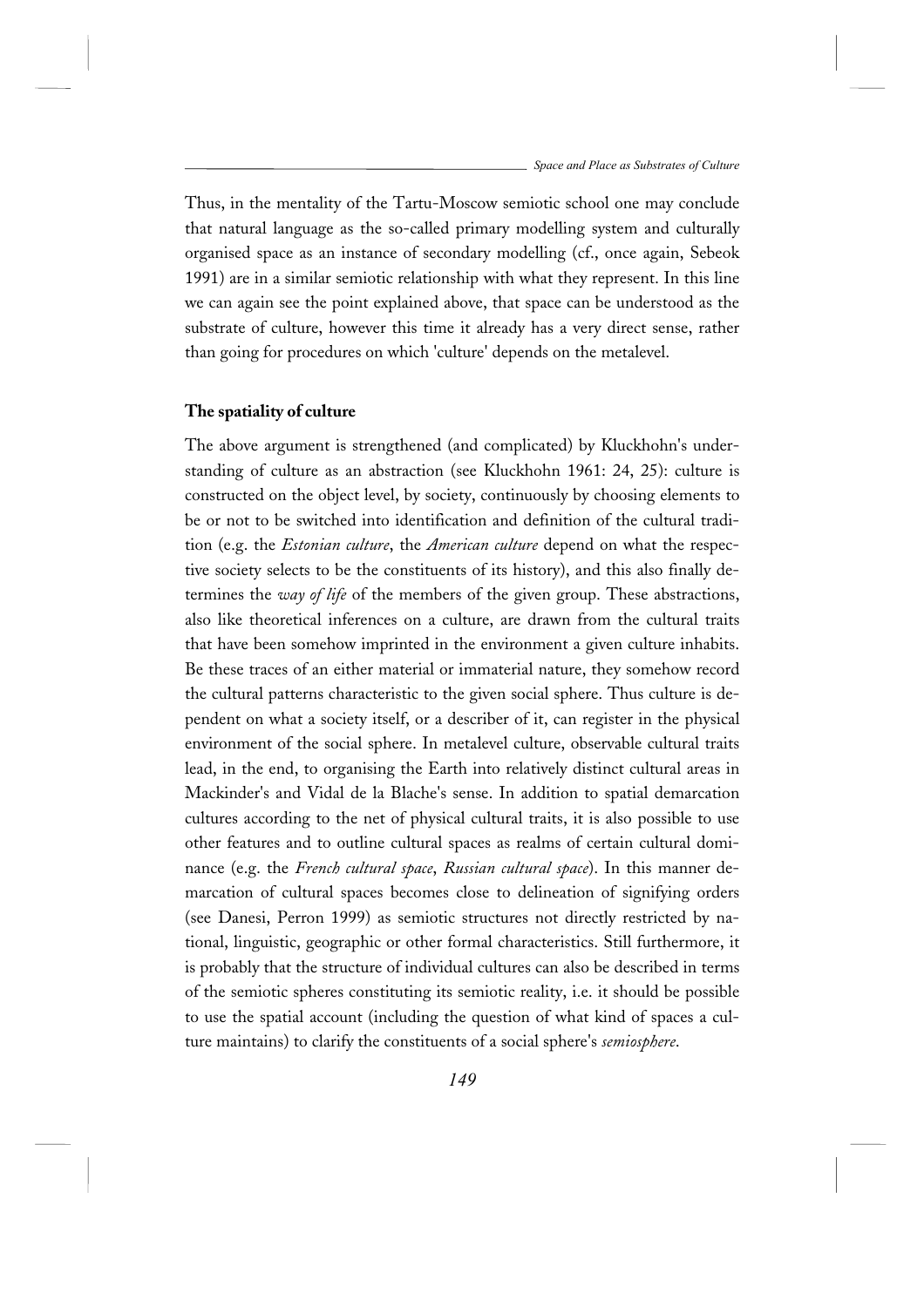Thus, in the mentality of the Tartu-Moscow semiotic school one may conclude that natural language as the so-called primary modelling system and culturally organised space as an instance of secondary modelling (cf., once again, Sebeok 1991) are in a similar semiotic relationship with what they represent. In this line we can again see the point explained above, that space can be understood as the substrate of culture, however this time it already has a very direct sense, rather than going for procedures on which 'culture' depends on the metalevel.

**The spatiality of culture**

The above argument is strengthened (and complicated) by Kluckhohn's understanding of culture as an abstraction (see Kluckhohn 1961: 24, 25): culture is constructed on the object level, by society, continuously by choosing elements to be or not to be switched into identification and definition of the cultural tradition (e.g. the *Estonian culture*, the *American culture* depend on what the respective society selects to be the constituents of its history), and this also finally determines the *way of life* of the members of the given group. These abstractions, also like theoretical inferences on a culture, are drawn from the cultural traits that have been somehow imprinted in the environment a given culture inhabits. Be these traces of an either material or immaterial nature, they somehow record the cultural patterns characteristic to the given social sphere. Thus culture is dependent on what a society itself, or a describer of it, can register in the physical environment of the social sphere. In metalevel culture, observable cultural traits lead, in the end, to organising the Earth into relatively distinct cultural areas in Mackinder's and Vidal de la Blache's sense. In addition to spatial demarcation cultures according to the net of physical cultural traits, it is also possible to use other features and to outline cultural spaces as realms of certain cultural dominance (e.g. the *French cultural space*, *Russian cultural space*). In this manner demarcation of cultural spaces becomes close to delineation of signifying orders (see Danesi, Perron 1999) as semiotic structures not directly restricted by national, linguistic, geographic or other formal characteristics. Still furthermore, it is probably that the structure of individual cultures can also be described in terms of the semiotic spheres constituting its semiotic reality, i.e. it should be possible to use the spatial account (including the question of what kind of spaces a culture maintains) to clarify the constituents of a social sphere's *semiosphere*.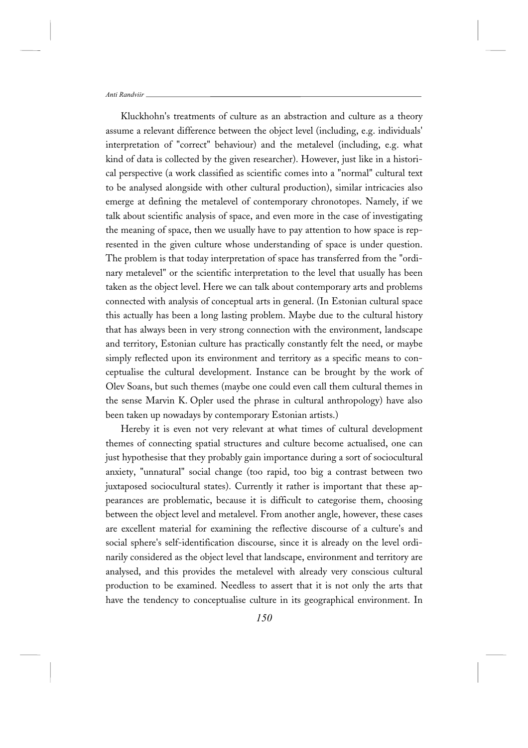Kluckhohn's treatments of culture as an abstraction and culture as a theory assume a relevant difference between the object level (including, e.g. individuals' interpretation of "correct" behaviour) and the metalevel (including, e.g. what kind of data is collected by the given researcher). However, just like in a historical perspective (a work classified as scientific comes into a "normal" cultural text to be analysed alongside with other cultural production), similar intricacies also emerge at defining the metalevel of contemporary chronotopes. Namely, if we talk about scientific analysis of space, and even more in the case of investigating the meaning of space, then we usually have to pay attention to how space is represented in the given culture whose understanding of space is under question. The problem is that today interpretation of space has transferred from the "ordinary metalevel" or the scientific interpretation to the level that usually has been taken as the object level. Here we can talk about contemporary arts and problems connected with analysis of conceptual arts in general. (In Estonian cultural space this actually has been a long lasting problem. Maybe due to the cultural history that has always been in very strong connection with the environment, landscape and territory, Estonian culture has practically constantly felt the need, or maybe simply reflected upon its environment and territory as a specific means to conceptualise the cultural development. Instance can be brought by the work of Olev Soans, but such themes (maybe one could even call them cultural themes in the sense Marvin K. Opler used the phrase in cultural anthropology) have also been taken up nowadays by contemporary Estonian artists.)

Hereby it is even not very relevant at what times of cultural development themes of connecting spatial structures and culture become actualised, one can just hypothesise that they probably gain importance during a sort of sociocultural anxiety, "unnatural" social change (too rapid, too big a contrast between two juxtaposed sociocultural states). Currently it rather is important that these appearances are problematic, because it is difficult to categorise them, choosing between the object level and metalevel. From another angle, however, these cases are excellent material for examining the reflective discourse of a culture's and social sphere's self-identification discourse, since it is already on the level ordinarily considered as the object level that landscape, environment and territory are analysed, and this provides the metalevel with already very conscious cultural production to be examined. Needless to assert that it is not only the arts that have the tendency to conceptualise culture in its geographical environment. In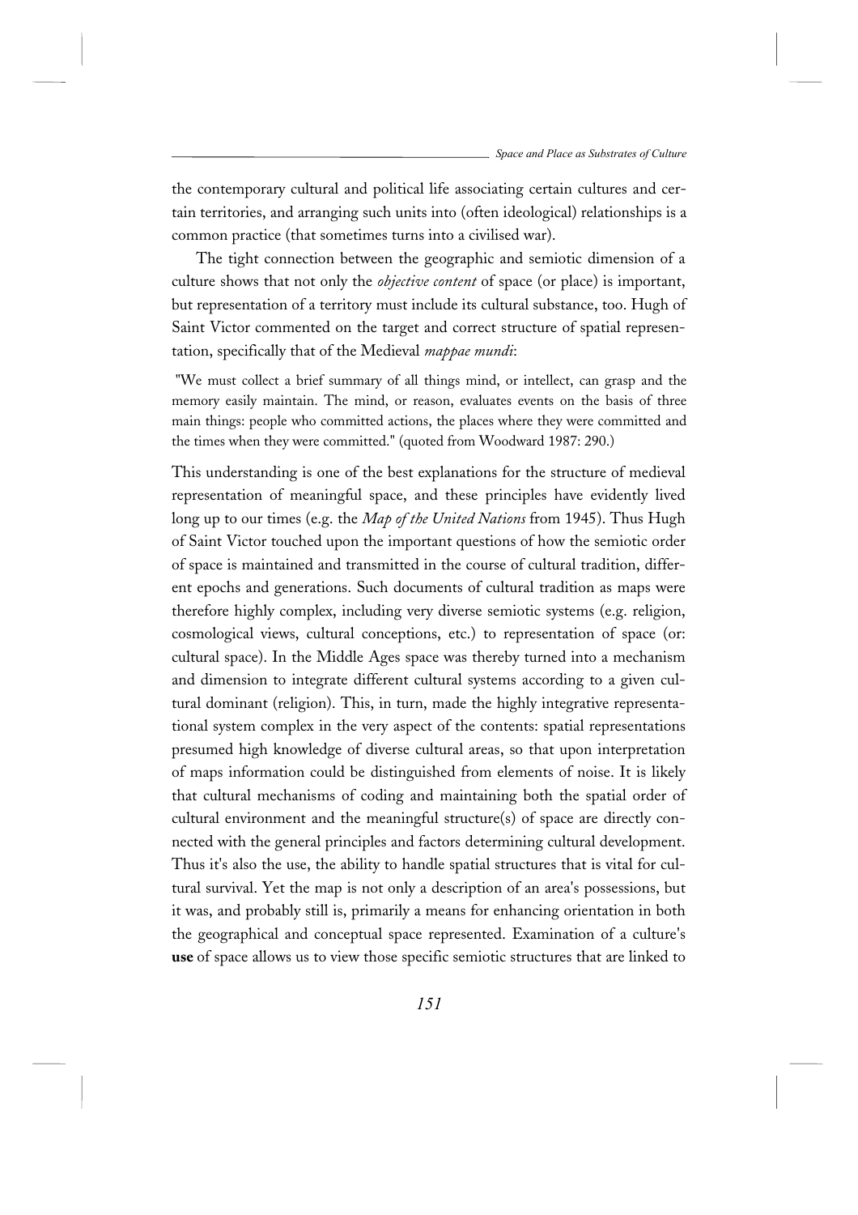the contemporary cultural and political life associating certain cultures and certain territories, and arranging such units into (often ideological) relationships is a common practice (that sometimes turns into a civilised war).

The tight connection between the geographic and semiotic dimension of a culture shows that not only the *objective content* of space (or place) is important, but representation of a territory must include its cultural substance, too. Hugh of Saint Victor commented on the target and correct structure of spatial representation, specifically that of the Medieval *mappae mundi*:

> "We must collect a brief summary of all things mind, or intellect, can grasp and the memory easily maintain. The mind, or reason, evaluates events on the basis of three main things: people who committed actions, the places where they were committed and the times when they were committed." (quoted from Woodward 1987: 290.)

This understanding is one of the best explanations for the structure of medieval representation of meaningful space, and these principles have evidently lived long up to our times (e.g. the *Map of the United Nations* from 1945). Thus Hugh of Saint Victor touched upon the important questions of how the semiotic order of space is maintained and transmitted in the course of cultural tradition, different epochs and generations. Such documents of cultural tradition as maps were therefore highly complex, including very diverse semiotic systems (e.g. religion, cosmological views, cultural conceptions, etc.) to representation of space (or: cultural space). In the Middle Ages space was thereby turned into a mechanism and dimension to integrate different cultural systems according to a given cultural dominant (religion). This, in turn, made the highly integrative representational system complex in the very aspect of the contents: spatial representations presumed high knowledge of diverse cultural areas, so that upon interpretation of maps information could be distinguished from elements of noise. It is likely that cultural mechanisms of coding and maintaining both the spatial order of cultural environment and the meaningful structure(s) of space are directly connected with the general principles and factors determining cultural development. Thus it's also the use, the ability to handle spatial structures that is vital for cultural survival. Yet the map is not only a description of an area's possessions, but it was, and probably still is, primarily a means for enhancing orientation in both the geographical and conceptual space represented. Examination of a culture's **use** of space allows us to view those specific semiotic structures that are linked to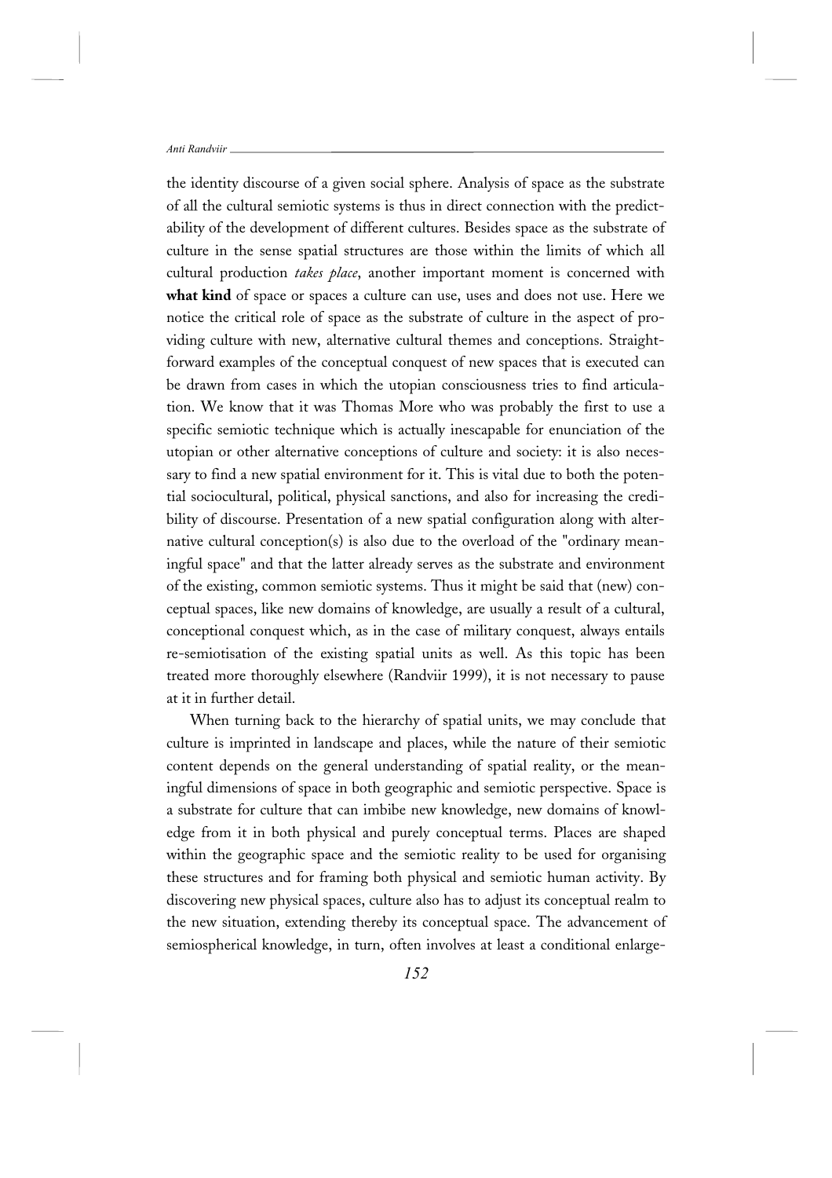the identity discourse of a given social sphere. Analysis of space as the substrate of all the cultural semiotic systems is thus in direct connection with the predictability of the development of different cultures. Besides space as the substrate of culture in the sense spatial structures are those within the limits of which all cultural production *takes place*, another important moment is concerned with **what kind** of space or spaces a culture can use, uses and does not use. Here we notice the critical role of space as the substrate of culture in the aspect of providing culture with new, alternative cultural themes and conceptions. Straightforward examples of the conceptual conquest of new spaces that is executed can be drawn from cases in which the utopian consciousness tries to find articulation. We know that it was Thomas More who was probably the first to use a specific semiotic technique which is actually inescapable for enunciation of the utopian or other alternative conceptions of culture and society: it is also necessary to find a new spatial environment for it. This is vital due to both the potential sociocultural, political, physical sanctions, and also for increasing the credibility of discourse. Presentation of a new spatial configuration along with alternative cultural conception(s) is also due to the overload of the "ordinary meaningful space" and that the latter already serves as the substrate and environment of the existing, common semiotic systems. Thus it might be said that (new) conceptual spaces, like new domains of knowledge, are usually a result of a cultural, conceptional conquest which, as in the case of military conquest, always entails re-semiotisation of the existing spatial units as well. As this topic has been treated more thoroughly elsewhere (Randviir 1999), it is not necessary to pause at it in further detail.

When turning back to the hierarchy of spatial units, we may conclude that culture is imprinted in landscape and places, while the nature of their semiotic content depends on the general understanding of spatial reality, or the meaningful dimensions of space in both geographic and semiotic perspective. Space is a substrate for culture that can imbibe new knowledge, new domains of knowledge from it in both physical and purely conceptual terms. Places are shaped within the geographic space and the semiotic reality to be used for organising these structures and for framing both physical and semiotic human activity. By discovering new physical spaces, culture also has to adjust its conceptual realm to the new situation, extending thereby its conceptual space. The advancement of semiospherical knowledge, in turn, often involves at least a conditional enlarge-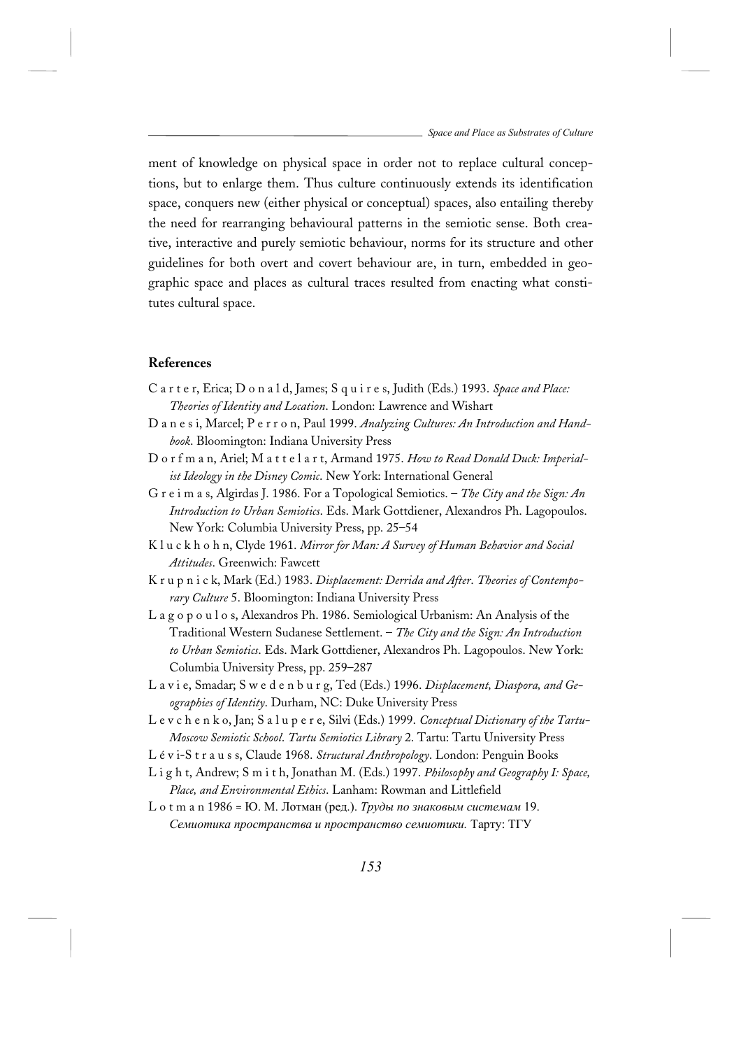ment of knowledge on physical space in order not to replace cultural conceptions, but to enlarge them. Thus culture continuously extends its identification space, conquers new (either physical or conceptual) spaces, also entailing thereby the need for rearranging behavioural patterns in the semiotic sense. Both creative, interactive and purely semiotic behaviour, norms for its structure and other guidelines for both overt and covert behaviour are, in turn, embedded in geographic space and places as cultural traces resulted from enacting what constitutes cultural space.

## References

C a r t e r, Erica; D o n a l d, James; S q u i r e s, Judith (Eds.) 1993. *Space and Place: Theories of Identity and Location*. London: Lawrence and Wishart

D a n e s i, Marcel; P e r r o n, Paul 1999. *Analyzing Cultures: An Introduction and Handbook*. Bloomington: Indiana University Press

D o r f m a n, Ariel; M a t t e l a r t, Armand 1975. *How to Read Donald Duck: Imperialist Ideology in the Disney Comic*. New York: International General

G r e i m a s, Algirdas J. 1986. For a Topological Semiotics. – *The City and the Sign: An Introduction to Urban Semiotics*. Eds. Mark Gottdiener, Alexandros Ph. Lagopoulos. New York: Columbia University Press, pp. 25–54

K l u c k h o h n, Clyde 1961. *Mirror for Man: A Survey of Human Behavior and Social Attitudes*. Greenwich: Fawcett

K r u p n i c k, Mark (Ed.) 1983. *Displacement: Derrida and After*. *Theories of Contemporary Culture* 5. Bloomington: Indiana University Press

L a g o p o u l o s, Alexandros Ph. 1986. Semiological Urbanism: An Analysis of the Traditional Western Sudanese Settlement. – *The City and the Sign: An Introduction to Urban Semiotics*. Eds. Mark Gottdiener, Alexandros Ph. Lagopoulos. New York: Columbia University Press, pp. 259–287

L a v i e, Smadar; S w e d e n b u r g, Ted (Eds.) 1996. *Displacement, Diaspora, and Geographies of Identity*. Durham, NC: Duke University Press

L e v c h e n k o, Jan; S a l u p e r e, Silvi (Eds.) 1999. *Conceptual Dictionary of the Tartu-Moscow Semiotic School*. *Tartu Semiotics Library* 2. Tartu: Tartu University Press

L é v i-S t r a u s s, Claude 1968. *Structural Anthropology*. London: Penguin Books

L i g h t, Andrew; S m i t h, Jonathan M. (Eds.) 1997. *Philosophy and Geography I: Space, Place, and Environmental Ethics*. Lanham: Rowman and Littlefield

L o t m a n 1986 = Ю. М. Лотман (ред.). *Труды по знаковым системам* 19. *Семиотика пространства и пространство семиотики.* Тарту: ТГУ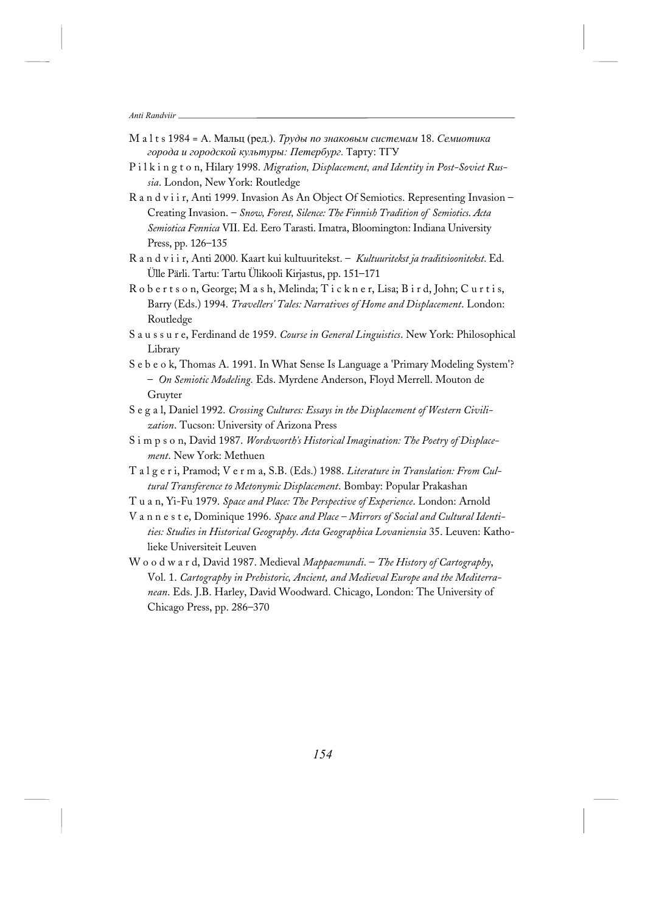M a l t s 1984 = А. Мальц (ред.). *Труды по знаковым системам* 18. *Семиотика города и городской культуры: Петербург*. Тарту: ТГУ

P i l k i n g t o n, Hilary 1998. *Migration, Displacement, and Identity in Post-Soviet Russia*. London, New York: Routledge

R a n d v i i r, Anti 1999. Invasion As An Object Of Semiotics. Representing Invasion – Creating Invasion. – *Snow, Forest, Silence: The Finnish Tradition of Semiotics. Acta Semiotica Fennica* VII. Ed. Eero Tarasti. Imatra, Bloomington: Indiana University Press, pp. 126–135

R a n d v i i r, Anti 2000. Kaart kui kultuuritekst. – *Kultuuritekst ja traditsioonitekst*. Ed. Ülle Pärli. Tartu: Tartu Ülikooli Kirjastus, pp. 151–171

R o b e r t s o n, George; M a s h, Melinda; T i c k n e r, Lisa; B i r d, John; C u r t i s, Barry (Eds.) 1994. *Travellers' Tales: Narratives of Home and Displacement*. London: Routledge

S a u s s u r e, Ferdinand de 1959. *Course in General Linguistics*. New York: Philosophical Library

S e b e o k, Thomas A. 1991. In What Sense Is Language a 'Primary Modeling System'? – *On Semiotic Modeling.* Eds. Myrdene Anderson, Floyd Merrell. Mouton de Gruyter

S e g a l, Daniel 1992. *Crossing Cultures: Essays in the Displacement of Western Civilization*. Tucson: University of Arizona Press

S i m p s o n, David 1987. *Wordsworth's Historical Imagination: The Poetry of Displacement*. New York: Methuen

T a l g e r i, Pramod; V e r m a, S.B. (Eds.) 1988. *Literature in Translation: From Cultural Transference to Metonymic Displacement*. Bombay: Popular Prakashan

T u a n, Yi-Fu 1979. *Space and Place: The Perspective of Experience*. London: Arnold

V a n n e s t e, Dominique 1996. *Space and Place – Mirrors of Social and Cultural Identities: Studies in Historical Geography*. *Acta Geographica Lovaniensia* 35. Leuven: Katholieke Universiteit Leuven

W o o d w a r d, David 1987. Medieval *Mappaemundi*. – *The History of Cartography*, Vol. 1. *Cartography in Prehistoric, Ancient, and Medieval Europe and the Mediterranean*. Eds. J.B. Harley, David Woodward. Chicago, London: The University of Chicago Press, pp. 286–370